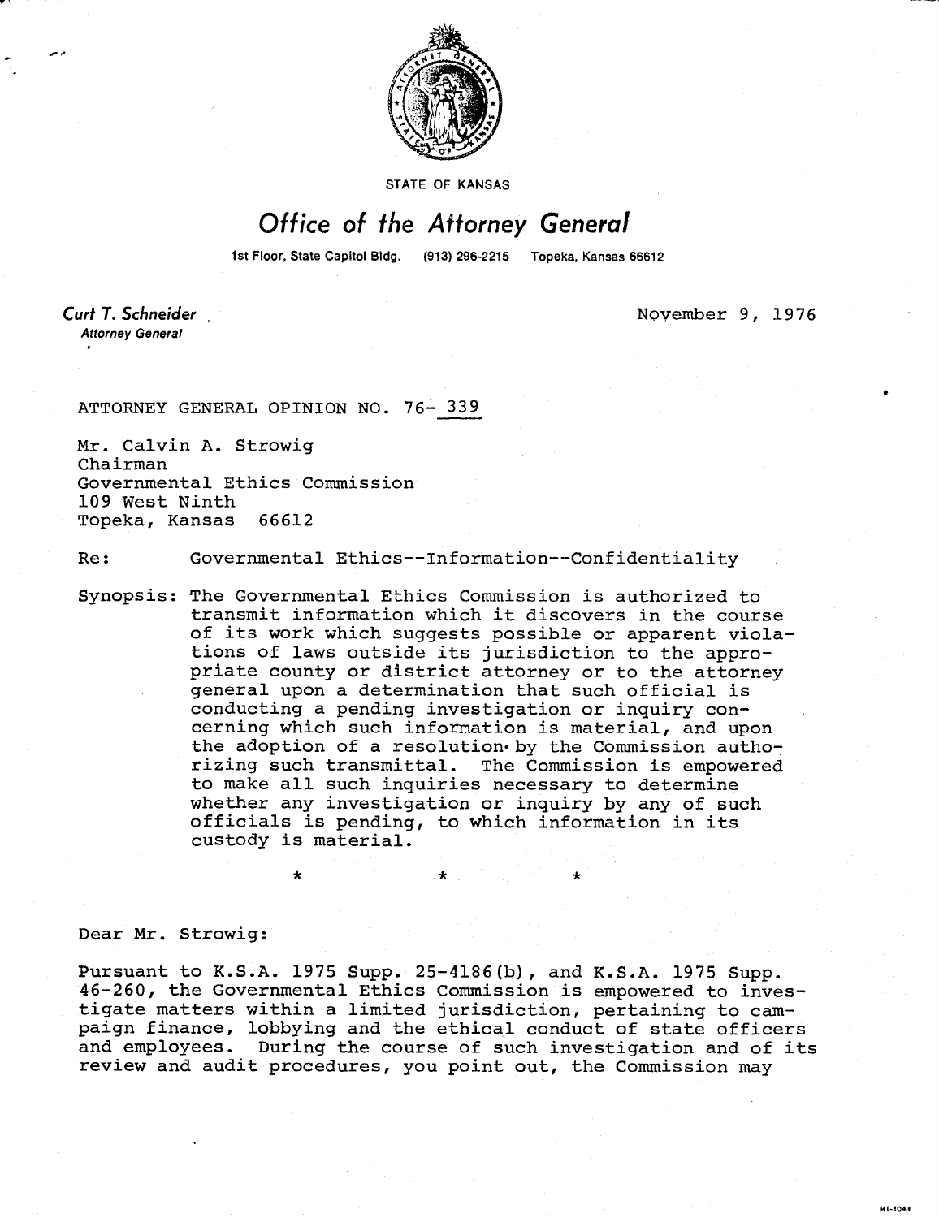STATE OF KANSAS

# Office of the Attorney General

1st Floor, State Capitol Bldg. (913) 296-2215 Topeka, Kansas 66612

**Curt T. Schneider**
*Attorney General*

November 9, 1976

ATTORNEY GENERAL OPINION NO. 76- 339

Mr. Calvin A. Strowig
Chairman
Governmental Ethics Commission
109 West Ninth
Topeka, Kansas 66612

Re: Governmental Ethics--Information--Confidentiality

Synopsis: The Governmental Ethics Commission is authorized to transmit information which it discovers in the course of its work which suggests possible or apparent violations of laws outside its jurisdiction to the appropriate county or district attorney or to the attorney general upon a determination that such official is conducting a pending investigation or inquiry concerning which such information is material, and upon the adoption of a resolution by the Commission authorizing such transmittal. The Commission is empowered to make all such inquiries necessary to determine whether any investigation or inquiry by any of such officials is pending, to which information in its custody is material.

\* \* \*

Dear Mr. Strowig:

Pursuant to K.S.A. 1975 Supp. 25-4186(b), and K.S.A. 1975 Supp. 46-260, the Governmental Ethics Commission is empowered to investigate matters within a limited jurisdiction, pertaining to campaign finance, lobbying and the ethical conduct of state officers and employees. During the course of such investigation and of its review and audit procedures, you point out, the Commission may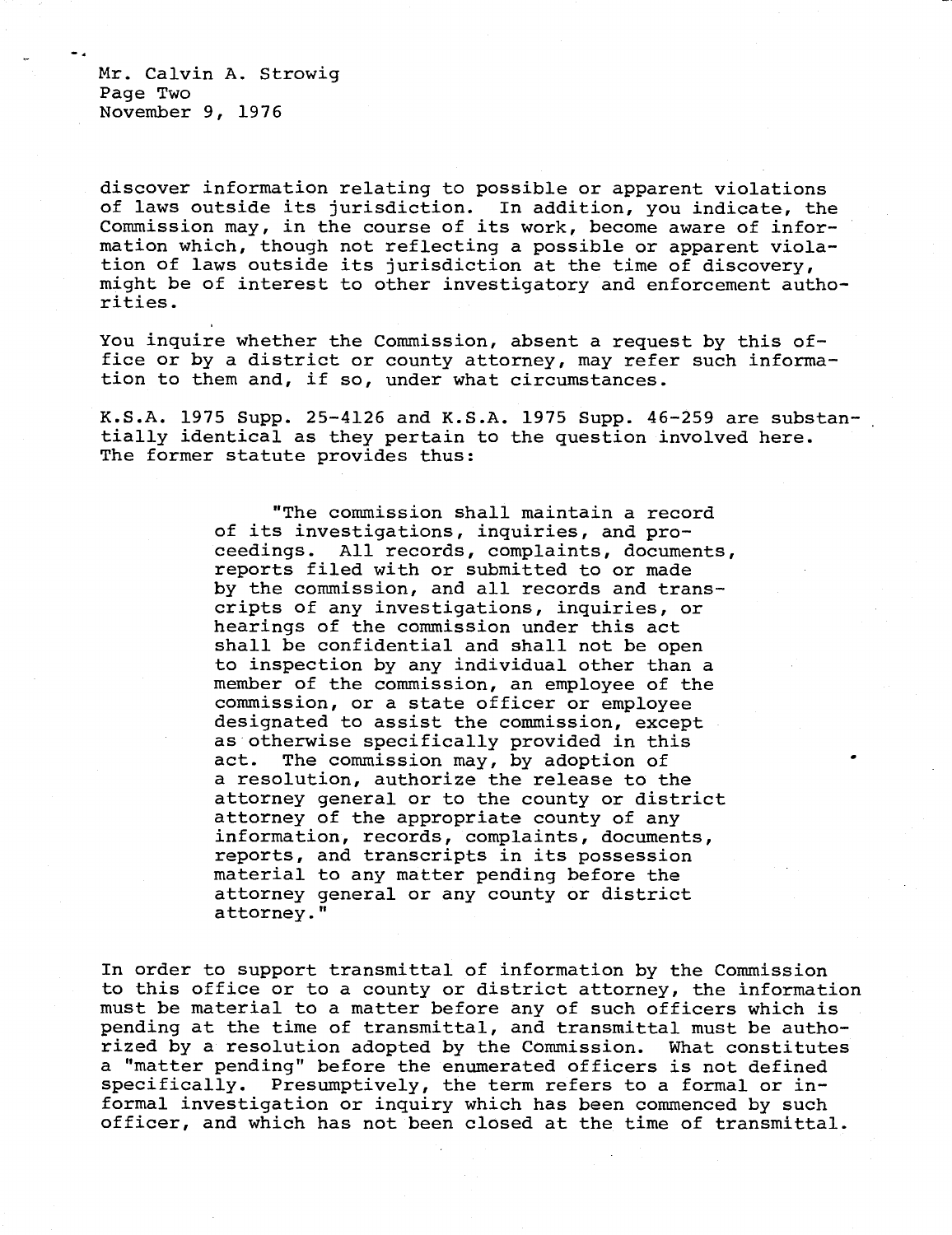discover information relating to possible or apparent violations of laws outside its jurisdiction. In addition, you indicate, the Commission may, in the course of its work, become aware of information which, though not reflecting a possible or apparent violation of laws outside its jurisdiction at the time of discovery, might be of interest to other investigatory and enforcement authorities.

You inquire whether the Commission, absent a request by this office or by a district or county attorney, may refer such information to them and, if so, under what circumstances.

K.S.A. 1975 Supp. 25-4126 and K.S.A. 1975 Supp. 46-259 are substantially identical as they pertain to the question involved here. The former statute provides thus:

> "The commission shall maintain a record of its investigations, inquiries, and proceedings. All records, complaints, documents, reports filed with or submitted to or made by the commission, and all records and transcripts of any investigations, inquiries, or hearings of the commission under this act shall be confidential and shall not be open to inspection by any individual other than a member of the commission, an employee of the commission, or a state officer or employee designated to assist the commission, except as otherwise specifically provided in this act. The commission may, by adoption of a resolution, authorize the release to the attorney general or to the county or district attorney of the appropriate county of any information, records, complaints, documents, reports, and transcripts in its possession material to any matter pending before the attorney general or any county or district attorney."

In order to support transmittal of information by the Commission to this office or to a county or district attorney, the information must be material to a matter before any of such officers which is pending at the time of transmittal, and transmittal must be authorized by a resolution adopted by the Commission. What constitutes a "matter pending" before the enumerated officers is not defined specifically. Presumptively, the term refers to a formal or informal investigation or inquiry which has been commenced by such officer, and which has not been closed at the time of transmittal.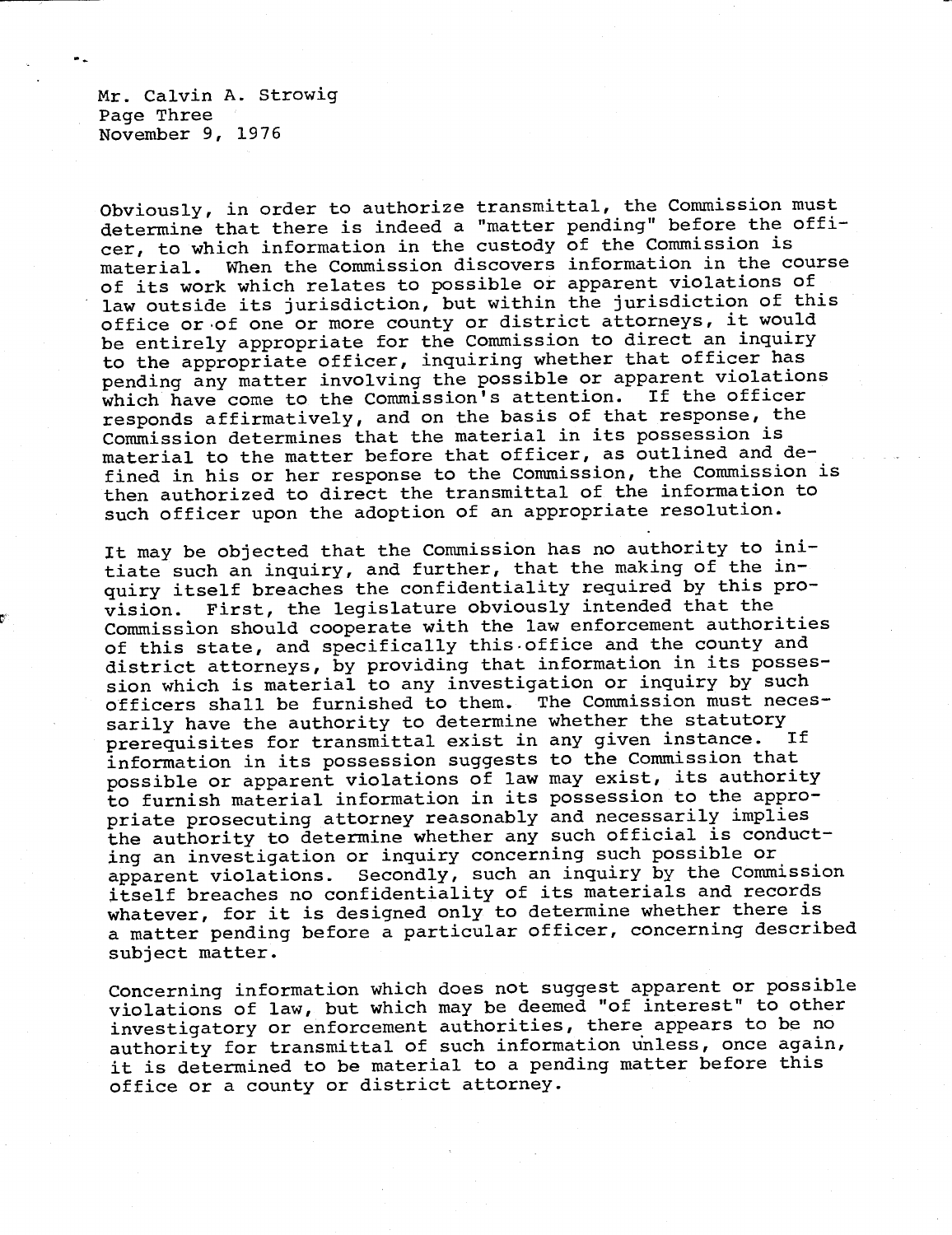Obviously, in order to authorize transmittal, the Commission must determine that there is indeed a "matter pending" before the officer, to which information in the custody of the Commission is material. When the Commission discovers information in the course of its work which relates to possible or apparent violations of law outside its jurisdiction, but within the jurisdiction of this office or of one or more county or district attorneys, it would be entirely appropriate for the Commission to direct an inquiry to the appropriate officer, inquiring whether that officer has pending any matter involving the possible or apparent violations which have come to the Commission's attention. If the officer responds affirmatively, and on the basis of that response, the Commission determines that the material in its possession is material to the matter before that officer, as outlined and defined in his or her response to the Commission, the Commission is then authorized to direct the transmittal of the information to such officer upon the adoption of an appropriate resolution.

It may be objected that the Commission has no authority to initiate such an inquiry, and further, that the making of the inquiry itself breaches the confidentiality required by this provision. First, the legislature obviously intended that the Commission should cooperate with the law enforcement authorities of this state, and specifically this office and the county and district attorneys, by providing that information in its possession which is material to any investigation or inquiry by such officers shall be furnished to them. The Commission must necessarily have the authority to determine whether the statutory prerequisites for transmittal exist in any given instance. If information in its possession suggests to the Commission that possible or apparent violations of law may exist, its authority to furnish material information in its possession to the appropriate prosecuting attorney reasonably and necessarily implies the authority to determine whether any such official is conducting an investigation or inquiry concerning such possible or apparent violations. Secondly, such an inquiry by the Commission itself breaches no confidentiality of its materials and records whatever, for it is designed only to determine whether there is a matter pending before a particular officer, concerning described subject matter.

Concerning information which does not suggest apparent or possible violations of law, but which may be deemed "of interest" to other investigatory or enforcement authorities, there appears to be no authority for transmittal of such information unless, once again, it is determined to be material to a pending matter before this office or a county or district attorney.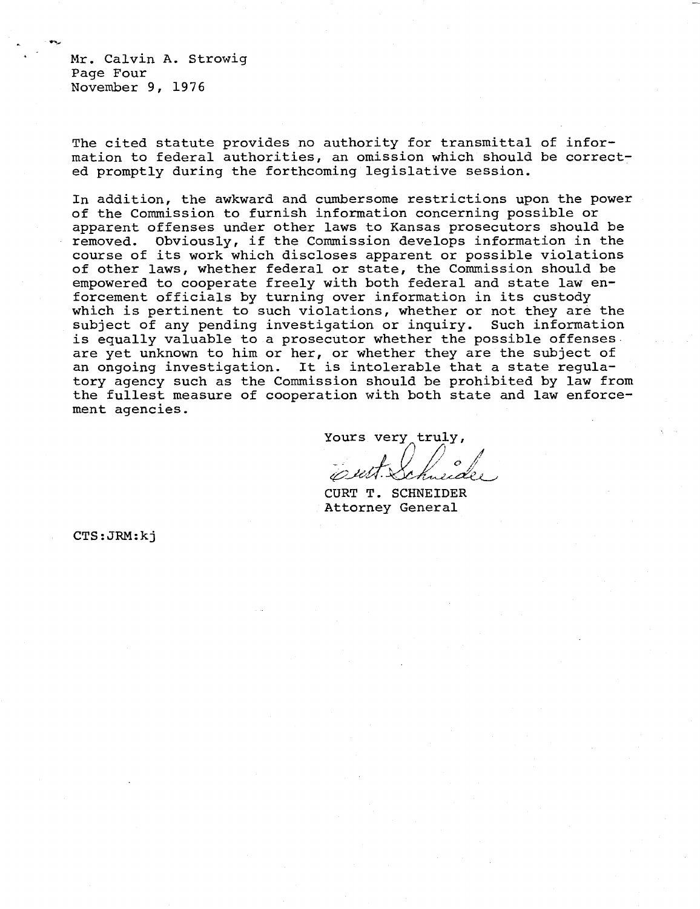Mr. Calvin A. Strowig
Page Four
November 9, 1976

The cited statute provides no authority for transmittal of information to federal authorities, an omission which should be corrected promptly during the forthcoming legislative session.

In addition, the awkward and cumbersome restrictions upon the power of the Commission to furnish information concerning possible or apparent offenses under other laws to Kansas prosecutors should be removed. Obviously, if the Commission develops information in the course of its work which discloses apparent or possible violations of other laws, whether federal or state, the Commission should be empowered to cooperate freely with both federal and state law enforcement officials by turning over information in its custody which is pertinent to such violations, whether or not they are the subject of any pending investigation or inquiry. Such information is equally valuable to a prosecutor whether the possible offenses are yet unknown to him or her, or whether they are the subject of an ongoing investigation. It is intolerable that a state regulatory agency such as the Commission should be prohibited by law from the fullest measure of cooperation with both state and law enforcement agencies.

Yours very truly,

CURT T. SCHNEIDER
Attorney General

CTS:JRM:kj